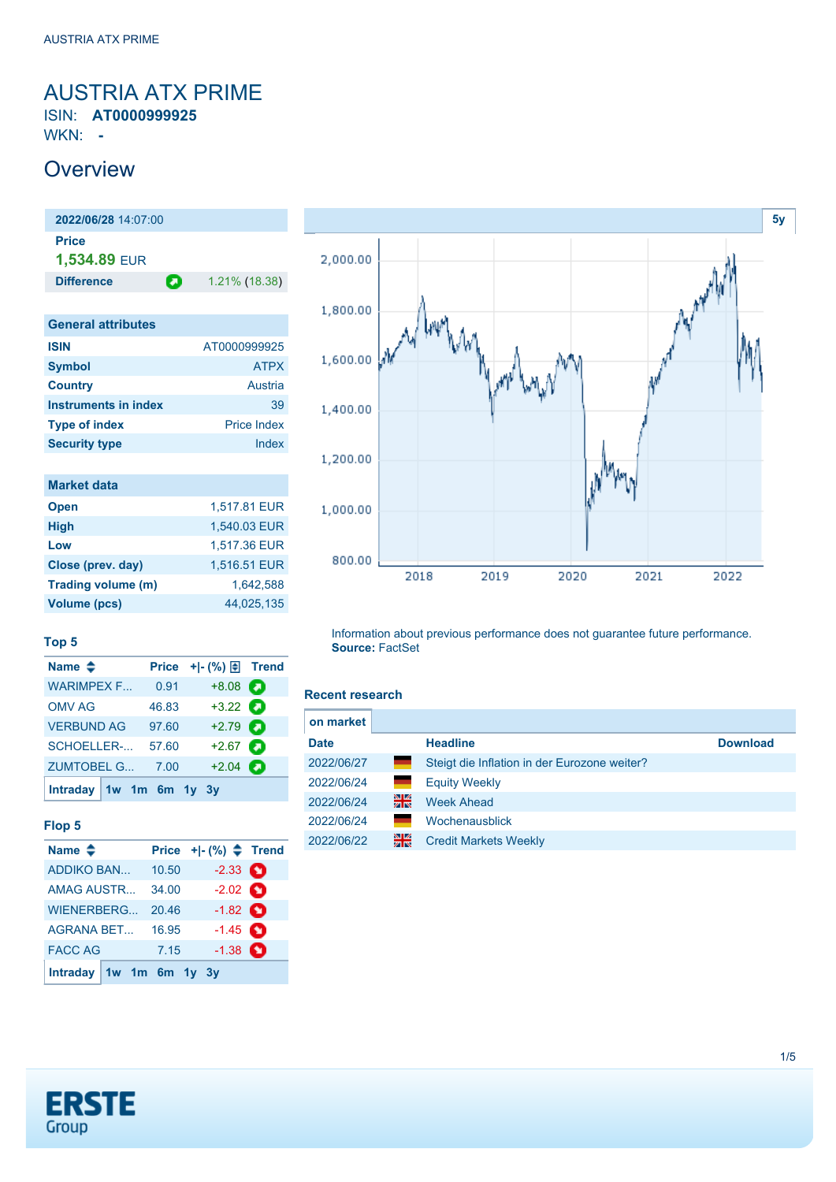# AUSTRIA ATX PRIME

ISIN: **AT0000999925**

WKN: **-**

## Overview

| 2022/06/28 14:07:00 | |
|---|---|
| Price | |
| 1,534.89 EUR | |
| Difference | 1.21% (18.38) |

### General attributes

| | |
|---|---|
| ISIN | AT0000999925 |
| Symbol | ATPX |
| Country | Austria |
| Instruments in index | 39 |
| Type of index | Price Index |
| Security type | Index |

### Market data

| | |
|---|---|
| Open | 1,517.81 EUR |
| High | 1,540.03 EUR |
| Low | 1,517.36 EUR |
| Close (prev. day) | 1,516.51 EUR |
| Trading volume (m) | 1,642,588 |
| Volume (pcs) | 44,025,135 |

### Top 5

| Name | Price | +\|- (%) | Trend |
|---|---|---|---|
| WARIMPEX F... | 0.91 | +8.08 | |
| OMV AG | 46.83 | +3.22 | |
| VERBUND AG | 97.60 | +2.79 | |
| SCHOELLER-... | 57.60 | +2.67 | |
| ZUMTOBEL G... | 7.00 | +2.04 | |

Intraday 1w 1m 6m 1y 3y

### Flop 5

| Name | Price | +\|- (%) | Trend |
|---|---|---|---|
| ADDIKO BAN... | 10.50 | -2.33 | |
| AMAG AUSTR... | 34.00 | -2.02 | |
| WIENERBERG... | 20.46 | -1.82 | |
| AGRANA BET... | 16.95 | -1.45 | |
| FACC AG | 7.15 | -1.38 | |

Intraday 1w 1m 6m 1y 3y

5y

Information about previous performance does not guarantee future performance.
**Source:** FactSet

### Recent research

on market

| Date | | Headline | Download |
|---|---|---|---|
| 2022/06/27 | DE | Steigt die Inflation in der Eurozone weiter? | |
| 2022/06/24 | DE | Equity Weekly | |
| 2022/06/24 | UK | Week Ahead | |
| 2022/06/24 | DE | Wochenausblick | |
| 2022/06/22 | UK | Credit Markets Weekly | |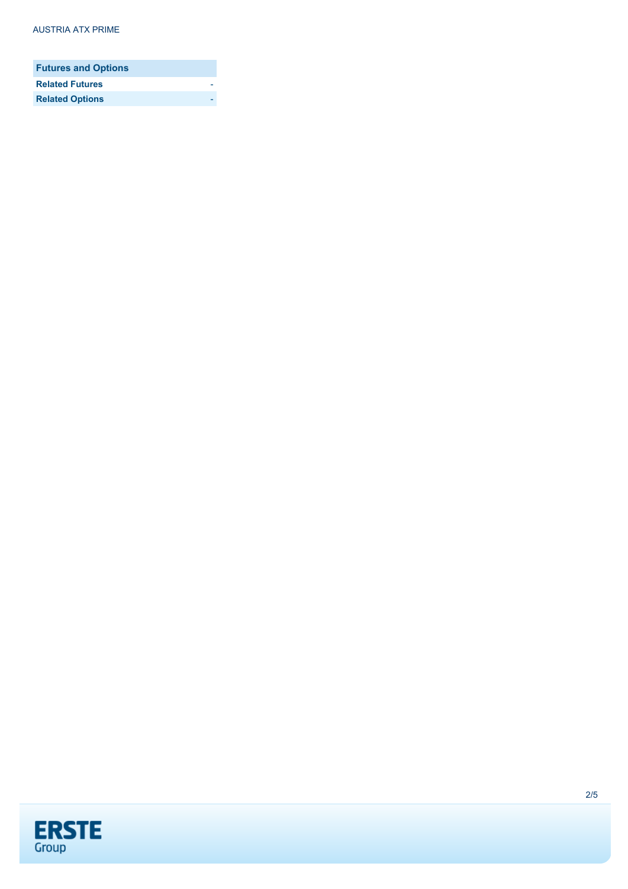| Futures and Options | |
| --- | --- |
| **Related Futures** | - |
| **Related Options** | - |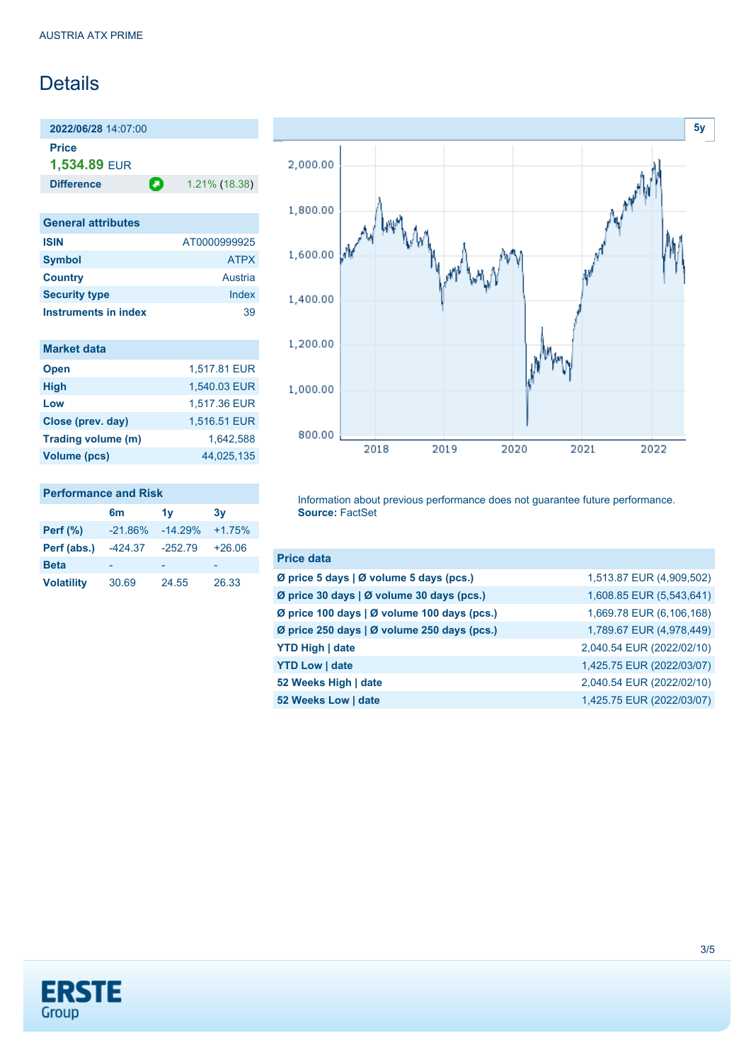AUSTRIA ATX PRIME

# Details

**2022/06/28** 14:07:00

**Price**

**1,534.89** EUR

| **Difference** | 1.21% (18.38) |
|---|---|

## General attributes

| | |
|---|---|
| **ISIN** | AT0000999925 |
| **Symbol** | ATPX |
| **Country** | Austria |
| **Security type** | Index |
| **Instruments in index** | 39 |

## Market data

| | |
|---|---|
| **Open** | 1,517.81 EUR |
| **High** | 1,540.03 EUR |
| **Low** | 1,517.36 EUR |
| **Close (prev. day)** | 1,516.51 EUR |
| **Trading volume (m)** | 1,642,588 |
| **Volume (pcs)** | 44,025,135 |

## Performance and Risk

| | 6m | 1y | 3y |
|---|---|---|---|
| **Perf (%)** | -21.86% | -14.29% | +1.75% |
| **Perf (abs.)** | -424.37 | -252.79 | +26.06 |
| **Beta** | - | - | - |
| **Volatility** | 30.69 | 24.55 | 26.33 |

5y

Information about previous performance does not guarantee future performance.
**Source:** FactSet

## Price data

| | |
|---|---|
| **Ø price 5 days \| Ø volume 5 days (pcs.)** | 1,513.87 EUR (4,909,502) |
| **Ø price 30 days \| Ø volume 30 days (pcs.)** | 1,608.85 EUR (5,543,641) |
| **Ø price 100 days \| Ø volume 100 days (pcs.)** | 1,669.78 EUR (6,106,168) |
| **Ø price 250 days \| Ø volume 250 days (pcs.)** | 1,789.67 EUR (4,978,449) |
| **YTD High \| date** | 2,040.54 EUR (2022/02/10) |
| **YTD Low \| date** | 1,425.75 EUR (2022/03/07) |
| **52 Weeks High \| date** | 2,040.54 EUR (2022/02/10) |
| **52 Weeks Low \| date** | 1,425.75 EUR (2022/03/07) |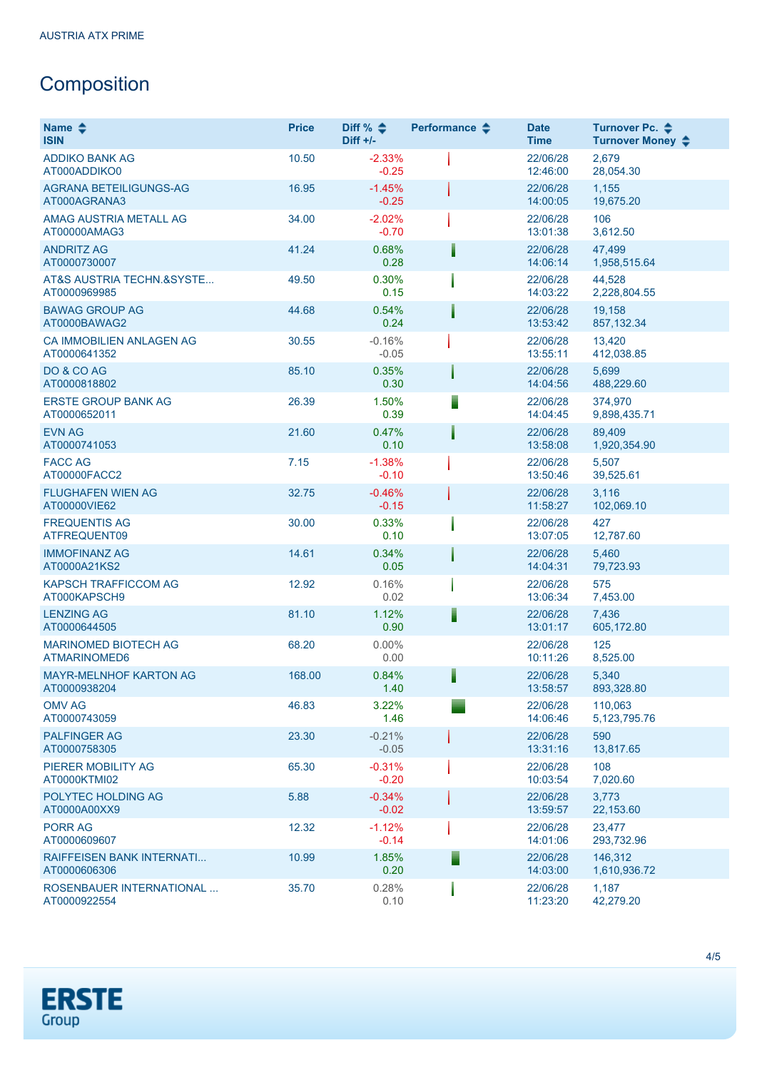AUSTRIA ATX PRIME

# Composition

| Name<br>ISIN | Price | Diff %<br>Diff +/- | Performance | Date<br>Time | Turnover Pc.<br>Turnover Money |
|---|---|---|---|---|---|
| ADDIKO BANK AG<br>AT000ADDIKO0 | 10.50 | -2.33%<br>-0.25 | | 22/06/28<br>12:46:00 | 2,679<br>28,054.30 |
| AGRANA BETEILIGUNGS-AG<br>AT000AGRANA3 | 16.95 | -1.45%<br>-0.25 | | 22/06/28<br>14:00:05 | 1,155<br>19,675.20 |
| AMAG AUSTRIA METALL AG<br>AT00000AMAG3 | 34.00 | -2.02%<br>-0.70 | | 22/06/28<br>13:01:38 | 106<br>3,612.50 |
| ANDRITZ AG<br>AT0000730007 | 41.24 | 0.68%<br>0.28 | | 22/06/28<br>14:06:14 | 47,499<br>1,958,515.64 |
| AT&S AUSTRIA TECHN.&SYSTE...<br>AT0000969985 | 49.50 | 0.30%<br>0.15 | | 22/06/28<br>14:03:22 | 44,528<br>2,228,804.55 |
| BAWAG GROUP AG<br>AT0000BAWAG2 | 44.68 | 0.54%<br>0.24 | | 22/06/28<br>13:53:42 | 19,158<br>857,132.34 |
| CA IMMOBILIEN ANLAGEN AG<br>AT0000641352 | 30.55 | -0.16%<br>-0.05 | | 22/06/28<br>13:55:11 | 13,420<br>412,038.85 |
| DO & CO AG<br>AT0000818802 | 85.10 | 0.35%<br>0.30 | | 22/06/28<br>14:04:56 | 5,699<br>488,229.60 |
| ERSTE GROUP BANK AG<br>AT0000652011 | 26.39 | 1.50%<br>0.39 | | 22/06/28<br>14:04:45 | 374,970<br>9,898,435.71 |
| EVN AG<br>AT0000741053 | 21.60 | 0.47%<br>0.10 | | 22/06/28<br>13:58:08 | 89,409<br>1,920,354.90 |
| FACC AG<br>AT00000FACC2 | 7.15 | -1.38%<br>-0.10 | | 22/06/28<br>13:50:46 | 5,507<br>39,525.61 |
| FLUGHAFEN WIEN AG<br>AT00000VIE62 | 32.75 | -0.46%<br>-0.15 | | 22/06/28<br>11:58:27 | 3,116<br>102,069.10 |
| FREQUENTIS AG<br>ATFREQUENT09 | 30.00 | 0.33%<br>0.10 | | 22/06/28<br>13:07:05 | 427<br>12,787.60 |
| IMMOFINANZ AG<br>AT0000A21KS2 | 14.61 | 0.34%<br>0.05 | | 22/06/28<br>14:04:31 | 5,460<br>79,723.93 |
| KAPSCH TRAFFICCOM AG<br>AT000KAPSCH9 | 12.92 | 0.16%<br>0.02 | | 22/06/28<br>13:06:34 | 575<br>7,453.00 |
| LENZING AG<br>AT0000644505 | 81.10 | 1.12%<br>0.90 | | 22/06/28<br>13:01:17 | 7,436<br>605,172.80 |
| MARINOMED BIOTECH AG<br>ATMARINOMED6 | 68.20 | 0.00%<br>0.00 | | 22/06/28<br>10:11:26 | 125<br>8,525.00 |
| MAYR-MELNHOF KARTON AG<br>AT0000938204 | 168.00 | 0.84%<br>1.40 | | 22/06/28<br>13:58:57 | 5,340<br>893,328.80 |
| OMV AG<br>AT0000743059 | 46.83 | 3.22%<br>1.46 | | 22/06/28<br>14:06:46 | 110,063<br>5,123,795.76 |
| PALFINGER AG<br>AT0000758305 | 23.30 | -0.21%<br>-0.05 | | 22/06/28<br>13:31:16 | 590<br>13,817.65 |
| PIERER MOBILITY AG<br>AT0000KTMI02 | 65.30 | -0.31%<br>-0.20 | | 22/06/28<br>10:03:54 | 108<br>7,020.60 |
| POLYTEC HOLDING AG<br>AT0000A00XX9 | 5.88 | -0.34%<br>-0.02 | | 22/06/28<br>13:59:57 | 3,773<br>22,153.60 |
| PORR AG<br>AT0000609607 | 12.32 | -1.12%<br>-0.14 | | 22/06/28<br>14:01:06 | 23,477<br>293,732.96 |
| RAIFFEISEN BANK INTERNATI...<br>AT0000606306 | 10.99 | 1.85%<br>0.20 | | 22/06/28<br>14:03:00 | 146,312<br>1,610,936.72 |
| ROSENBAUER INTERNATIONAL ...<br>AT0000922554 | 35.70 | 0.28%<br>0.10 | | 22/06/28<br>11:23:20 | 1,187<br>42,279.20 |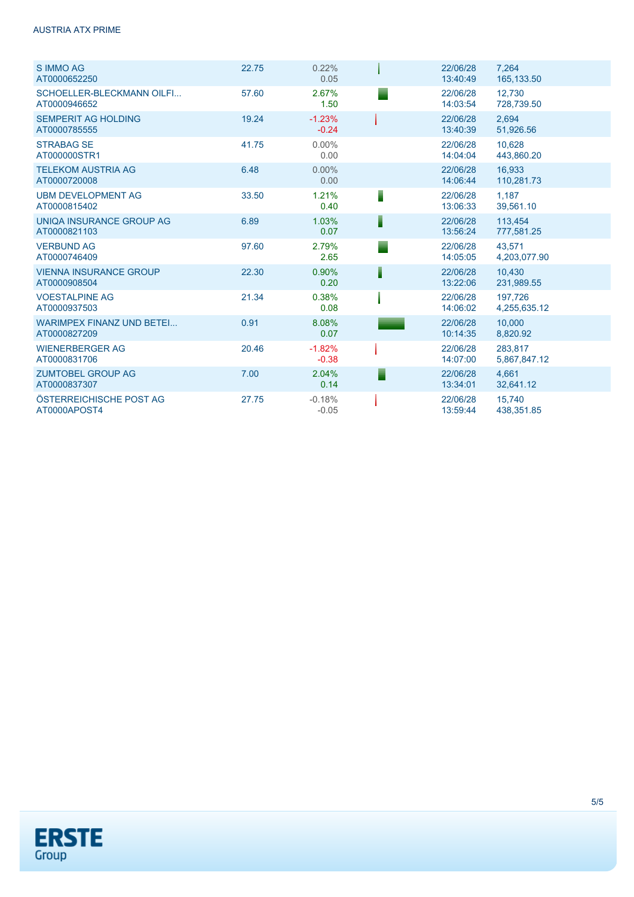| | | | | | |
|---|---|---|---|---|---|
| S IMMO AG<br>AT0000652250 | 22.75 | 0.22%<br>0.05 | | 22/06/28<br>13:40:49 | 7,264<br>165,133.50 |
| SCHOELLER-BLECKMANN OILFI...<br>AT0000946652 | 57.60 | 2.67%<br>1.50 | | 22/06/28<br>14:03:54 | 12,730<br>728,739.50 |
| SEMPERIT AG HOLDING<br>AT0000785555 | 19.24 | -1.23%<br>-0.24 | | 22/06/28<br>13:40:39 | 2,694<br>51,926.56 |
| STRABAG SE<br>AT000000STR1 | 41.75 | 0.00%<br>0.00 | | 22/06/28<br>14:04:04 | 10,628<br>443,860.20 |
| TELEKOM AUSTRIA AG<br>AT0000720008 | 6.48 | 0.00%<br>0.00 | | 22/06/28<br>14:06:44 | 16,933<br>110,281.73 |
| UBM DEVELOPMENT AG<br>AT0000815402 | 33.50 | 1.21%<br>0.40 | | 22/06/28<br>13:06:33 | 1,187<br>39,561.10 |
| UNIQA INSURANCE GROUP AG<br>AT0000821103 | 6.89 | 1.03%<br>0.07 | | 22/06/28<br>13:56:24 | 113,454<br>777,581.25 |
| VERBUND AG<br>AT0000746409 | 97.60 | 2.79%<br>2.65 | | 22/06/28<br>14:05:05 | 43,571<br>4,203,077.90 |
| VIENNA INSURANCE GROUP<br>AT0000908504 | 22.30 | 0.90%<br>0.20 | | 22/06/28<br>13:22:06 | 10,430<br>231,989.55 |
| VOESTALPINE AG<br>AT0000937503 | 21.34 | 0.38%<br>0.08 | | 22/06/28<br>14:06:02 | 197,726<br>4,255,635.12 |
| WARIMPEX FINANZ UND BETEI...<br>AT0000827209 | 0.91 | 8.08%<br>0.07 | | 22/06/28<br>10:14:35 | 10,000<br>8,820.92 |
| WIENERBERGER AG<br>AT0000831706 | 20.46 | -1.82%<br>-0.38 | | 22/06/28<br>14:07:00 | 283,817<br>5,867,847.12 |
| ZUMTOBEL GROUP AG<br>AT0000837307 | 7.00 | 2.04%<br>0.14 | | 22/06/28<br>13:34:01 | 4,661<br>32,641.12 |
| ÖSTERREICHISCHE POST AG<br>AT0000APOST4 | 27.75 | -0.18%<br>-0.05 | | 22/06/28<br>13:59:44 | 15,740<br>438,351.85 |